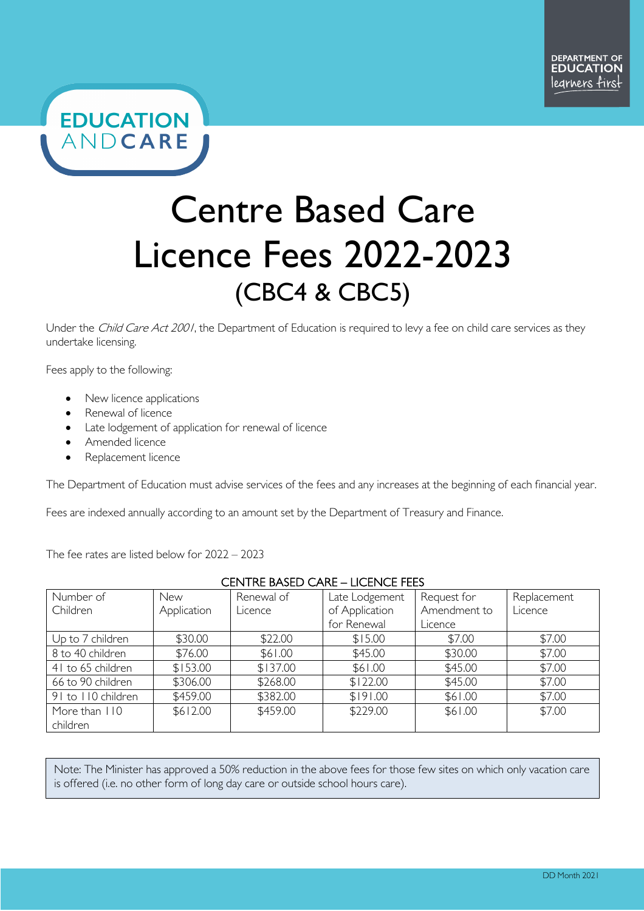DEPARTMENT OF EDUCATION
learners first

EDUCATION AND CARE

# Centre Based Care Licence Fees 2022-2023 (CBC4 & CBC5)

Under the *Child Care Act 2001*, the Department of Education is required to levy a fee on child care services as they undertake licensing.

Fees apply to the following:

- New licence applications
- Renewal of licence
- Late lodgement of application for renewal of licence
- Amended licence
- Replacement licence

The Department of Education must advise services of the fees and any increases at the beginning of each financial year.

Fees are indexed annually according to an amount set by the Department of Treasury and Finance.

The fee rates are listed below for 2022 – 2023

CENTRE BASED CARE – LICENCE FEES

| Number of Children | New Application | Renewal of Licence | Late Lodgement of Application for Renewal | Request for Amendment to Licence | Replacement Licence |
|---|---|---|---|---|---|
| Up to 7 children | $30.00 | $22.00 | $15.00 | $7.00 | $7.00 |
| 8 to 40 children | $76.00 | $61.00 | $45.00 | $30.00 | $7.00 |
| 41 to 65 children | $153.00 | $137.00 | $61.00 | $45.00 | $7.00 |
| 66 to 90 children | $306.00 | $268.00 | $122.00 | $45.00 | $7.00 |
| 91 to 110 children | $459.00 | $382.00 | $191.00 | $61.00 | $7.00 |
| More than 110 children | $612.00 | $459.00 | $229.00 | $61.00 | $7.00 |

Note: The Minister has approved a 50% reduction in the above fees for those few sites on which only vacation care is offered (i.e. no other form of long day care or outside school hours care).

DD Month 2021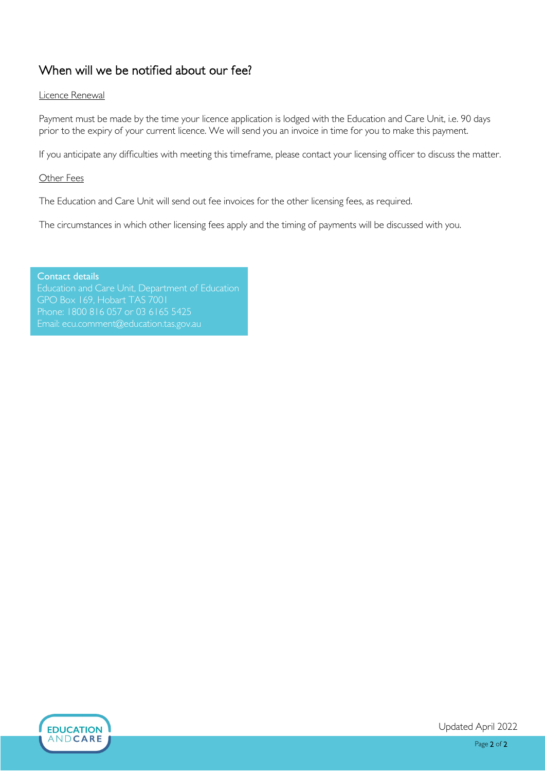## When will we be notified about our fee?

Licence Renewal

Payment must be made by the time your licence application is lodged with the Education and Care Unit, i.e. 90 days prior to the expiry of your current licence. We will send you an invoice in time for you to make this payment.

If you anticipate any difficulties with meeting this timeframe, please contact your licensing officer to discuss the matter.

Other Fees

The Education and Care Unit will send out fee invoices for the other licensing fees, as required.

The circumstances in which other licensing fees apply and the timing of payments will be discussed with you.

**Contact details**
Education and Care Unit, Department of Education
GPO Box 169, Hobart TAS 7001
Phone: 1800 816 057 or 03 6165 5425
Email: ecu.comment@education.tas.gov.au

Updated April 2022